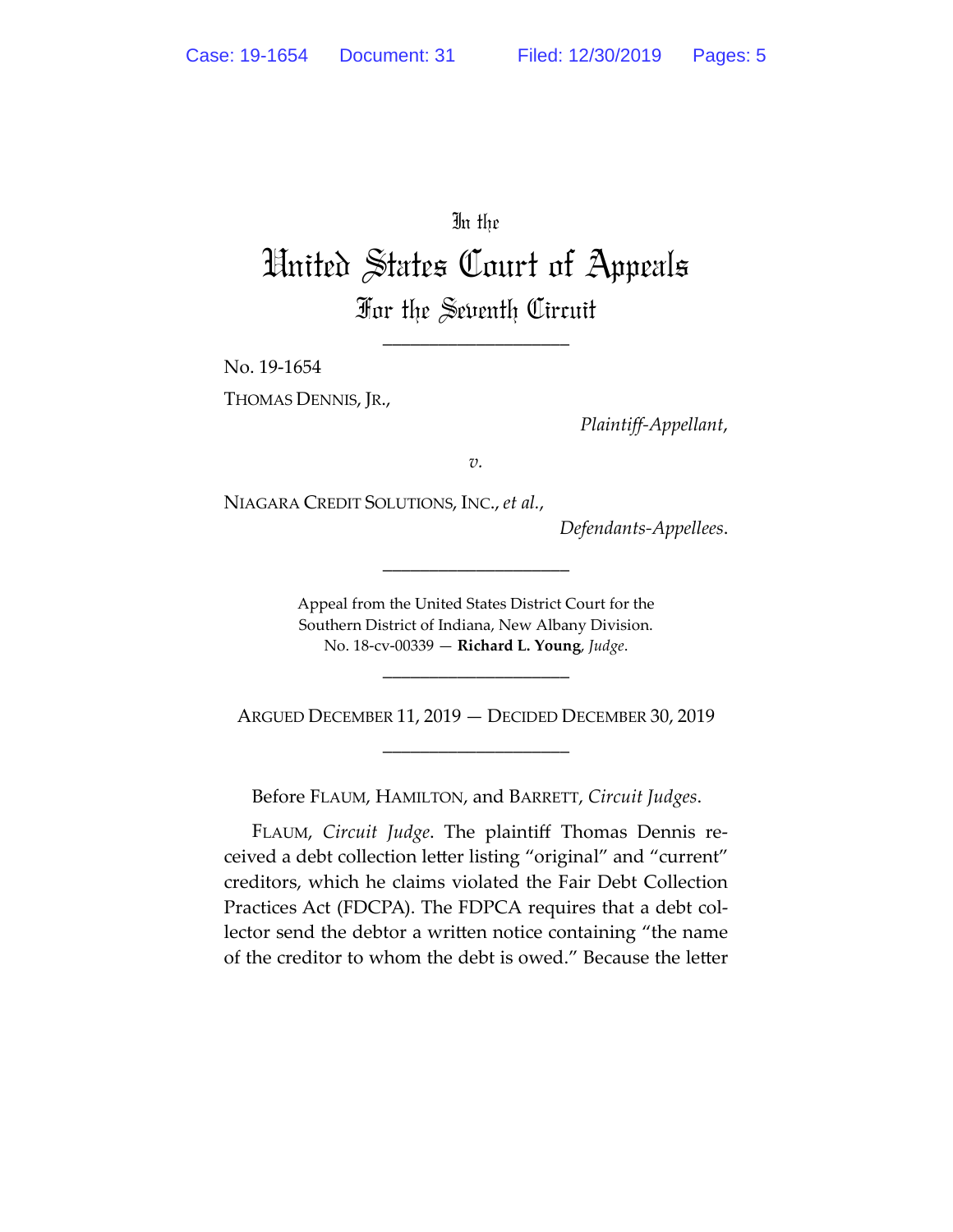In the

# United States Court of Appeals

## For the Seventh Circuit

____________________

No. 19-1654

THOMAS DENNIS, JR.,

*Plaintiff-Appellant*,

*v.*

NIAGARA CREDIT SOLUTIONS, INC., *et al.*,

*Defendants-Appellees*.

____________________

Appeal from the United States District Court for the Southern District of Indiana, New Albany Division.
No. 18-cv-00339 — **Richard L. Young**, *Judge*.

____________________

ARGUED DECEMBER 11, 2019 — DECIDED DECEMBER 30, 2019

____________________

Before FLAUM, HAMILTON, and BARRETT, *Circuit Judges*.

FLAUM, *Circuit Judge*. The plaintiff Thomas Dennis received a debt collection letter listing "original" and "current" creditors, which he claims violated the Fair Debt Collection Practices Act (FDCPA). The FDPCA requires that a debt collector send the debtor a written notice containing "the name of the creditor to whom the debt is owed." Because the letter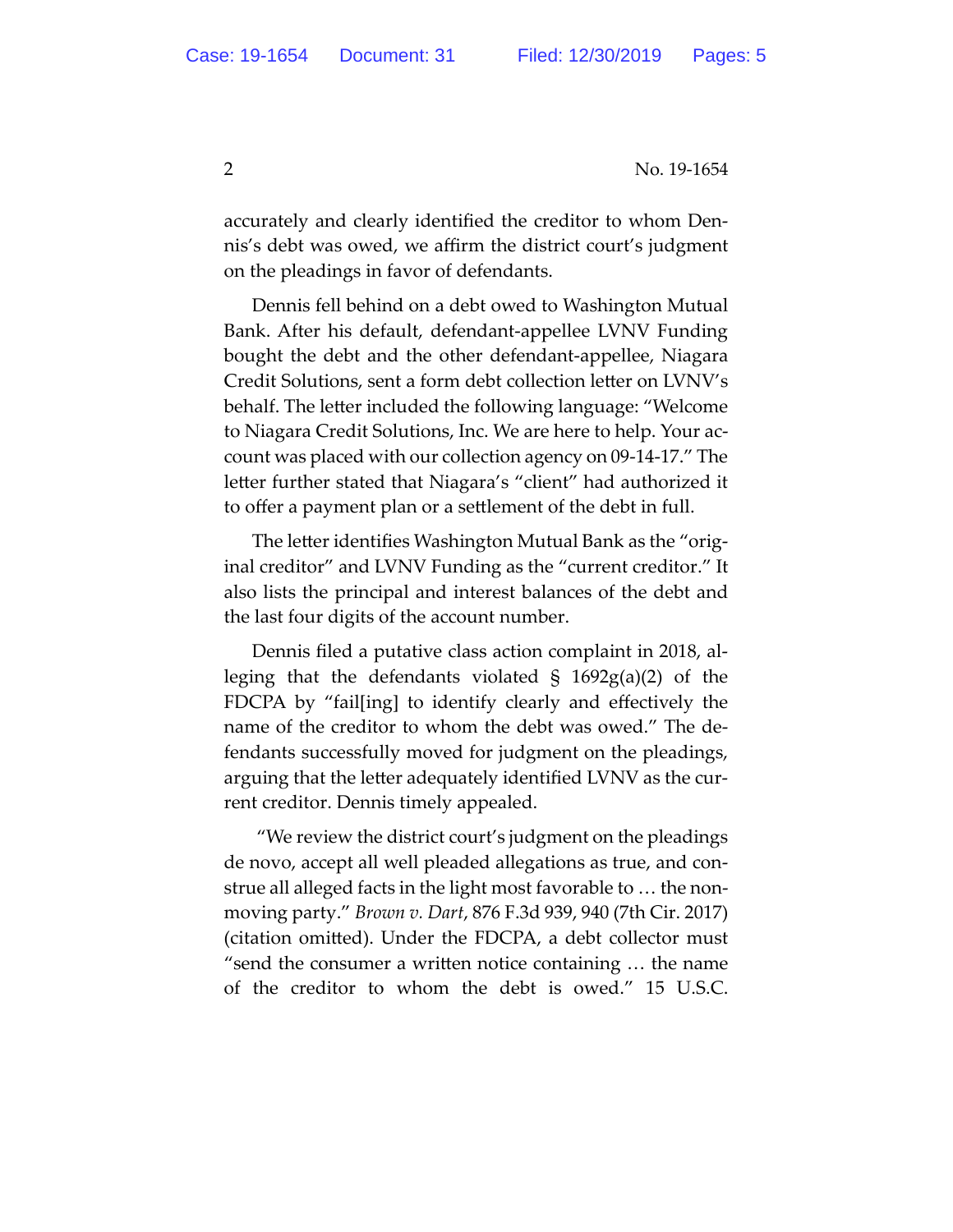accurately and clearly identified the creditor to whom Dennis's debt was owed, we affirm the district court's judgment on the pleadings in favor of defendants.

Dennis fell behind on a debt owed to Washington Mutual Bank. After his default, defendant-appellee LVNV Funding bought the debt and the other defendant-appellee, Niagara Credit Solutions, sent a form debt collection letter on LVNV's behalf. The letter included the following language: "Welcome to Niagara Credit Solutions, Inc. We are here to help. Your account was placed with our collection agency on 09-14-17." The letter further stated that Niagara's "client" had authorized it to offer a payment plan or a settlement of the debt in full.

The letter identifies Washington Mutual Bank as the "original creditor" and LVNV Funding as the "current creditor." It also lists the principal and interest balances of the debt and the last four digits of the account number.

Dennis filed a putative class action complaint in 2018, alleging that the defendants violated § 1692g(a)(2) of the FDCPA by "fail[ing] to identify clearly and effectively the name of the creditor to whom the debt was owed." The defendants successfully moved for judgment on the pleadings, arguing that the letter adequately identified LVNV as the current creditor. Dennis timely appealed.

"We review the district court's judgment on the pleadings de novo, accept all well pleaded allegations as true, and construe all alleged facts in the light most favorable to … the nonmoving party." *Brown v. Dart*, 876 F.3d 939, 940 (7th Cir. 2017) (citation omitted). Under the FDCPA, a debt collector must "send the consumer a written notice containing … the name of the creditor to whom the debt is owed." 15 U.S.C.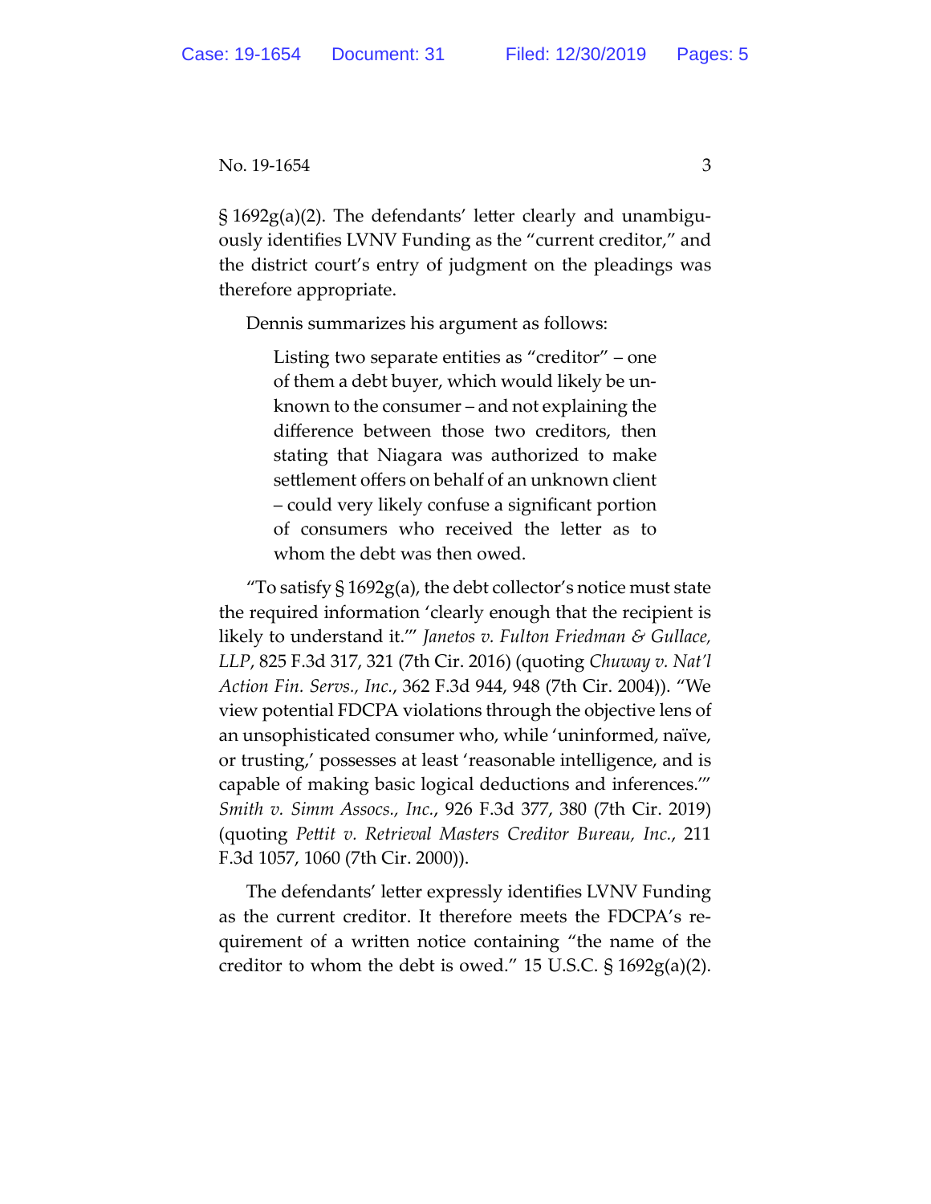§ 1692g(a)(2). The defendants' letter clearly and unambiguously identifies LVNV Funding as the "current creditor," and the district court's entry of judgment on the pleadings was therefore appropriate.

Dennis summarizes his argument as follows:

> Listing two separate entities as "creditor" – one of them a debt buyer, which would likely be unknown to the consumer – and not explaining the difference between those two creditors, then stating that Niagara was authorized to make settlement offers on behalf of an unknown client – could very likely confuse a significant portion of consumers who received the letter as to whom the debt was then owed.

"To satisfy § 1692g(a), the debt collector's notice must state the required information 'clearly enough that the recipient is likely to understand it.'" *Janetos v. Fulton Friedman & Gullace, LLP*, 825 F.3d 317, 321 (7th Cir. 2016) (quoting *Chuway v. Nat'l Action Fin. Servs., Inc.*, 362 F.3d 944, 948 (7th Cir. 2004)). "We view potential FDCPA violations through the objective lens of an unsophisticated consumer who, while 'uninformed, naïve, or trusting,' possesses at least 'reasonable intelligence, and is capable of making basic logical deductions and inferences.'" *Smith v. Simm Assocs., Inc.*, 926 F.3d 377, 380 (7th Cir. 2019) (quoting *Pettit v. Retrieval Masters Creditor Bureau, Inc.*, 211 F.3d 1057, 1060 (7th Cir. 2000)).

The defendants' letter expressly identifies LVNV Funding as the current creditor. It therefore meets the FDCPA's requirement of a written notice containing "the name of the creditor to whom the debt is owed." 15 U.S.C. § 1692g(a)(2).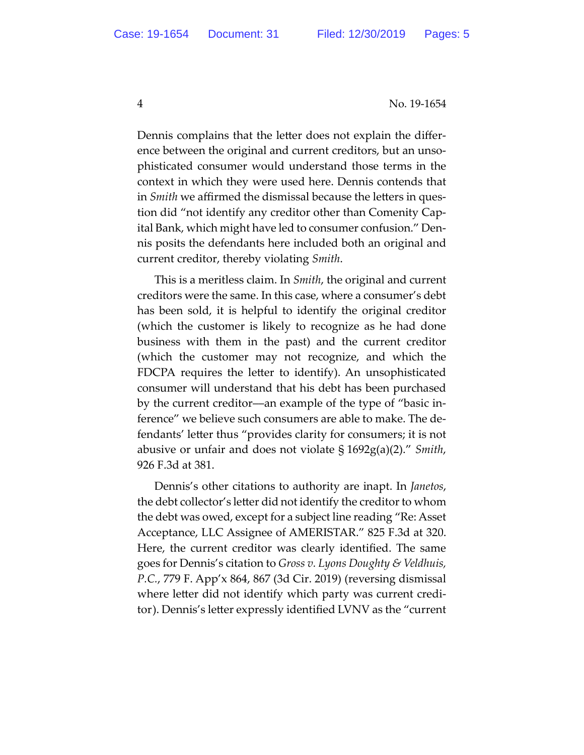Dennis complains that the letter does not explain the difference between the original and current creditors, but an unsophisticated consumer would understand those terms in the context in which they were used here. Dennis contends that in *Smith* we affirmed the dismissal because the letters in question did "not identify any creditor other than Comenity Capital Bank, which might have led to consumer confusion." Dennis posits the defendants here included both an original and current creditor, thereby violating *Smith*.

This is a meritless claim. In *Smith*, the original and current creditors were the same. In this case, where a consumer's debt has been sold, it is helpful to identify the original creditor (which the customer is likely to recognize as he had done business with them in the past) and the current creditor (which the customer may not recognize, and which the FDCPA requires the letter to identify). An unsophisticated consumer will understand that his debt has been purchased by the current creditor—an example of the type of "basic inference" we believe such consumers are able to make. The defendants' letter thus "provides clarity for consumers; it is not abusive or unfair and does not violate § 1692g(a)(2)." *Smith*, 926 F.3d at 381.

Dennis's other citations to authority are inapt. In *Janetos*, the debt collector's letter did not identify the creditor to whom the debt was owed, except for a subject line reading "Re: Asset Acceptance, LLC Assignee of AMERISTAR." 825 F.3d at 320. Here, the current creditor was clearly identified. The same goes for Dennis's citation to *Gross v. Lyons Doughty & Veldhuis, P.C.*, 779 F. App'x 864, 867 (3d Cir. 2019) (reversing dismissal where letter did not identify which party was current creditor). Dennis's letter expressly identified LVNV as the "current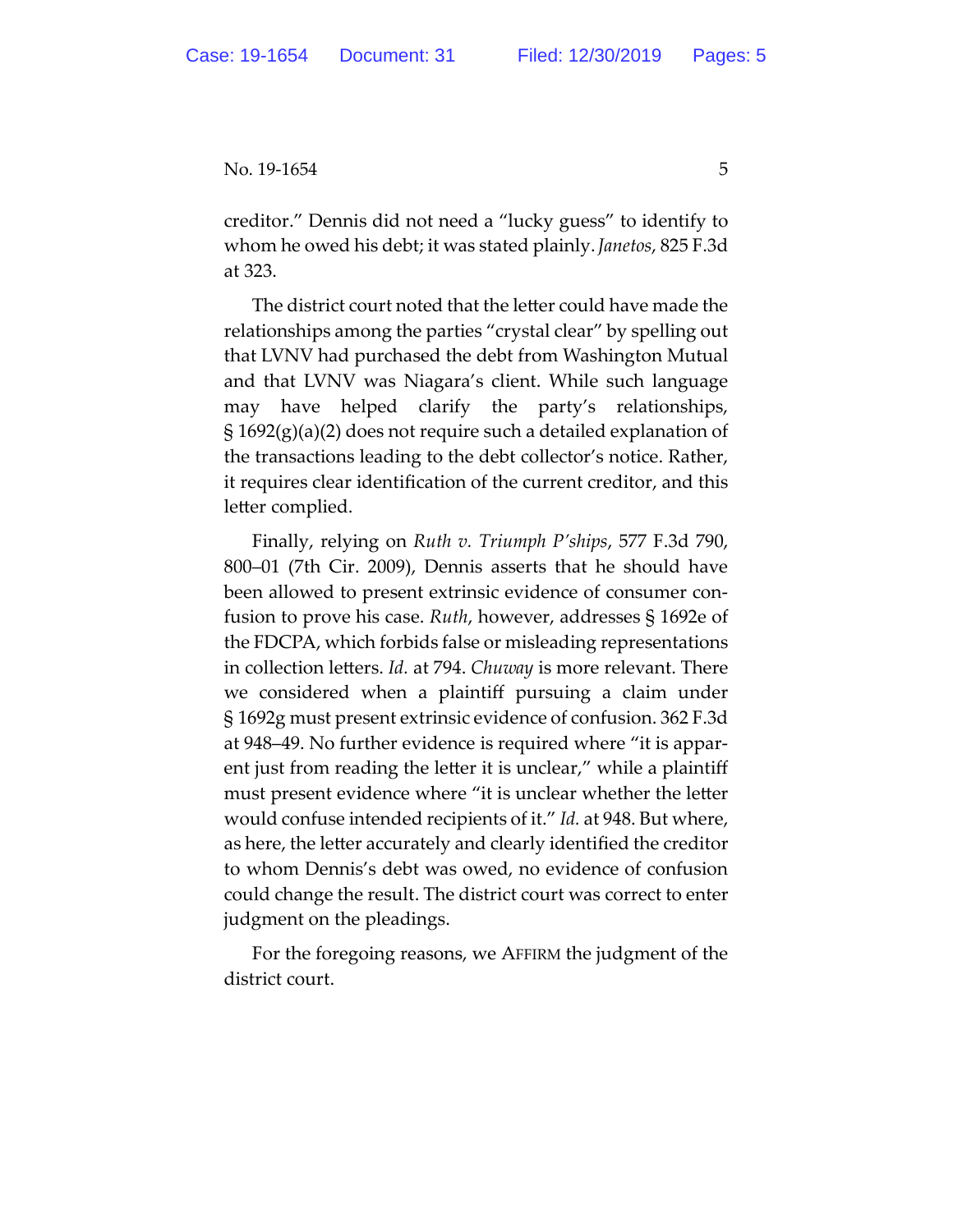creditor." Dennis did not need a "lucky guess" to identify to whom he owed his debt; it was stated plainly. *Janetos*, 825 F.3d at 323.

The district court noted that the letter could have made the relationships among the parties "crystal clear" by spelling out that LVNV had purchased the debt from Washington Mutual and that LVNV was Niagara's client. While such language may have helped clarify the party's relationships, § 1692(g)(a)(2) does not require such a detailed explanation of the transactions leading to the debt collector's notice. Rather, it requires clear identification of the current creditor, and this letter complied.

Finally, relying on *Ruth v. Triumph P'ships*, 577 F.3d 790, 800–01 (7th Cir. 2009), Dennis asserts that he should have been allowed to present extrinsic evidence of consumer confusion to prove his case. *Ruth*, however, addresses § 1692e of the FDCPA, which forbids false or misleading representations in collection letters. *Id.* at 794. *Chuway* is more relevant. There we considered when a plaintiff pursuing a claim under § 1692g must present extrinsic evidence of confusion. 362 F.3d at 948–49. No further evidence is required where "it is apparent just from reading the letter it is unclear," while a plaintiff must present evidence where "it is unclear whether the letter would confuse intended recipients of it." *Id.* at 948. But where, as here, the letter accurately and clearly identified the creditor to whom Dennis's debt was owed, no evidence of confusion could change the result. The district court was correct to enter judgment on the pleadings.

For the foregoing reasons, we AFFIRM the judgment of the district court.